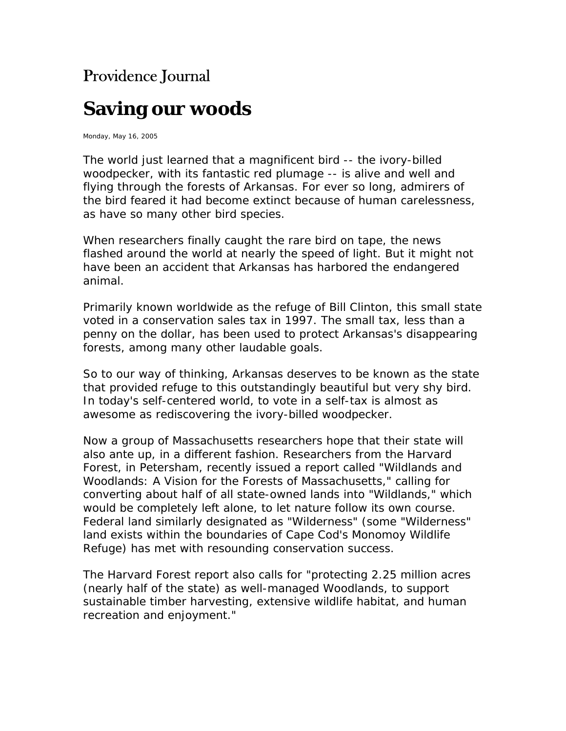Providence Journal

# Saving our woods

Monday, May 16, 2005

The world just learned that a magnificent bird -- the ivory-billed woodpecker, with its fantastic red plumage -- is alive and well and flying through the forests of Arkansas. For ever so long, admirers of the bird feared it had become extinct because of human carelessness, as have so many other bird species.

When researchers finally caught the rare bird on tape, the news flashed around the world at nearly the speed of light. But it might not have been an accident that Arkansas has harbored the endangered animal.

Primarily known worldwide as the refuge of Bill Clinton, this small state voted in a conservation sales tax in 1997. The small tax, less than a penny on the dollar, has been used to protect Arkansas's disappearing forests, among many other laudable goals.

So to our way of thinking, Arkansas deserves to be known as the state that provided refuge to this outstandingly beautiful but very shy bird. In today's self-centered world, to vote in a self-tax is almost as awesome as rediscovering the ivory-billed woodpecker.

Now a group of Massachusetts researchers hope that their state will also ante up, in a different fashion. Researchers from the Harvard Forest, in Petersham, recently issued a report called "Wildlands and Woodlands: A Vision for the Forests of Massachusetts," calling for converting about half of all state-owned lands into "Wildlands," which would be completely left alone, to let nature follow its own course. Federal land similarly designated as "Wilderness" (some "Wilderness" land exists within the boundaries of Cape Cod's Monomoy Wildlife Refuge) has met with resounding conservation success.

The Harvard Forest report also calls for "protecting 2.25 million acres (nearly half of the state) as well-managed Woodlands, to support sustainable timber harvesting, extensive wildlife habitat, and human recreation and enjoyment."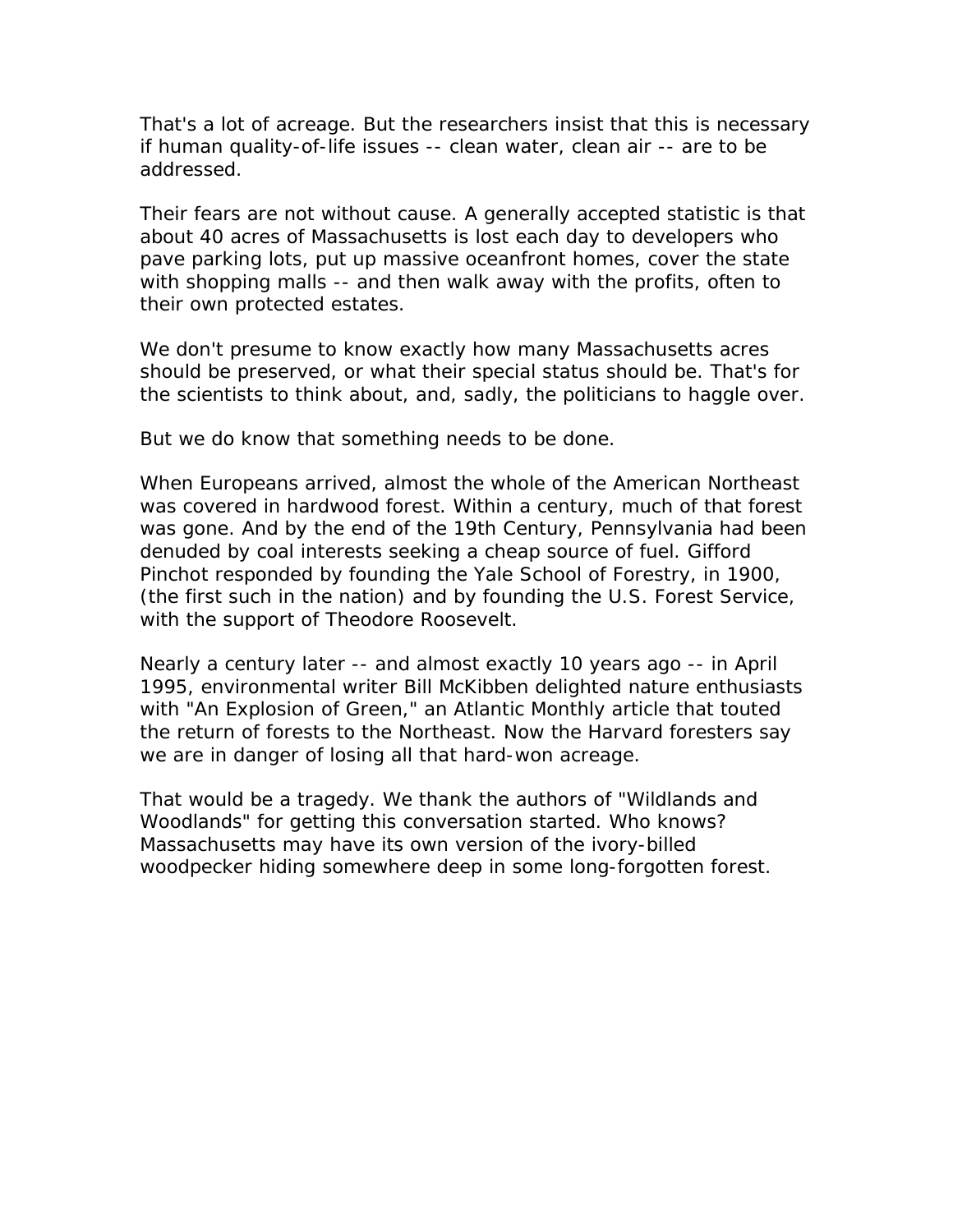That's a lot of acreage. But the researchers insist that this is necessary if human quality-of-life issues -- clean water, clean air -- are to be addressed.

Their fears are not without cause. A generally accepted statistic is that about 40 acres of Massachusetts is lost each day to developers who pave parking lots, put up massive oceanfront homes, cover the state with shopping malls -- and then walk away with the profits, often to their own protected estates.

We don't presume to know exactly how many Massachusetts acres should be preserved, or what their special status should be. That's for the scientists to think about, and, sadly, the politicians to haggle over.

But we do know that something needs to be done.

When Europeans arrived, almost the whole of the American Northeast was covered in hardwood forest. Within a century, much of that forest was gone. And by the end of the 19th Century, Pennsylvania had been denuded by coal interests seeking a cheap source of fuel. Gifford Pinchot responded by founding the Yale School of Forestry, in 1900, (the first such in the nation) and by founding the U.S. Forest Service, with the support of Theodore Roosevelt.

Nearly a century later -- and almost exactly 10 years ago -- in April 1995, environmental writer Bill McKibben delighted nature enthusiasts with "An Explosion of Green," an Atlantic Monthly article that touted the return of forests to the Northeast. Now the Harvard foresters say we are in danger of losing all that hard-won acreage.

That would be a tragedy. We thank the authors of "Wildlands and Woodlands" for getting this conversation started. Who knows? Massachusetts may have its own version of the ivory-billed woodpecker hiding somewhere deep in some long-forgotten forest.